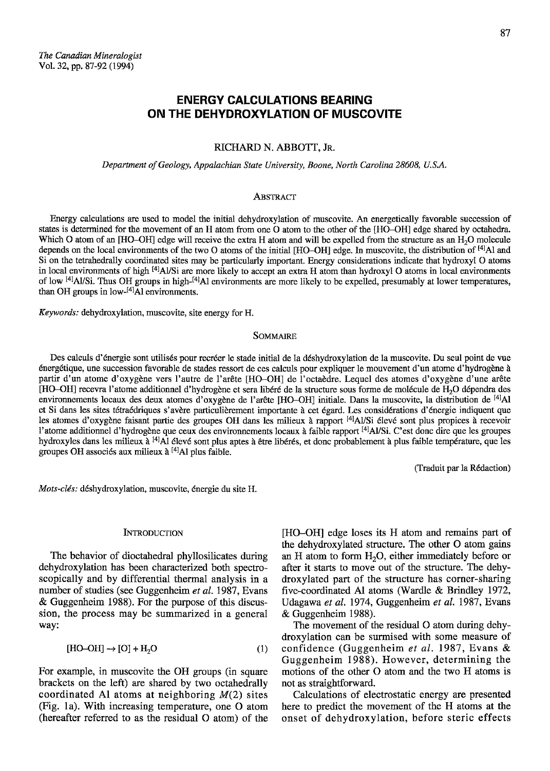*The Canadian Mineralogist*
Vol. 32, pp. 87-92 (1994)

# ENERGY CALCULATIONS BEARING ON THE DEHYDROXYLATION OF MUSCOVITE

RICHARD N. ABBOTT, JR.

*Department of Geology, Appalachian State University, Boone, North Carolina 28608, U.S.A.*

## ABSTRACT

Energy calculations are used to model the initial dehydroxylation of muscovite. An energetically favorable succession of states is determined for the movement of an H atom from one O atom to the other of the [HO–OH] edge shared by octahedra. Which O atom of an [HO–OH] edge will receive the extra H atom and will be expelled from the structure as an $H_2O$ molecule depends on the local environments of the two O atoms of the initial [HO–OH] edge. In muscovite, the distribution of $^{[4]}Al$ and Si on the tetrahedrally coordinated sites may be particularly important. Energy considerations indicate that hydroxyl O atoms in local environments of high $^{[4]}Al/Si$ are more likely to accept an extra H atom than hydroxyl O atoms in local environments of low $^{[4]}Al/Si$. Thus OH groups in high-$^{[4]}Al$ environments are more likely to be expelled, presumably at lower temperatures, than OH groups in low-$^{[4]}Al$ environments.

*Keywords:* dehydroxylation, muscovite, site energy for H.

## SOMMAIRE

Des calculs d'énergie sont utilisés pour recréer le stade initial de la déshydroxylation de la muscovite. Du seul point de vue énergétique, une succession favorable de stades ressort de ces calculs pour expliquer le mouvement d'un atome d'hydrogène à partir d'un atome d'oxygène vers l'autre de l'arête [HO–OH] de l'octaèdre. Lequel des atomes d'oxygène d'une arête [HO–OH] recevra l'atome additionnel d'hydrogène et sera libéré de la structure sous forme de molécule de $H_2O$ dépendra des environnements locaux des deux atomes d'oxygène de l'arête [HO–OH] initiale. Dans la muscovite, la distribution de $^{[4]}Al$ et Si dans les sites tétraédriques s'avère particulièrement importante à cet égard. Les considérations d'énergie indiquent que les atomes d'oxygène faisant partie des groupes OH dans les milieux à rapport $^{[4]}Al/Si$ élevé sont plus propices à recevoir l'atome additionnel d'hydrogène que ceux des environnements locaux à faible rapport $^{[4]}Al/Si$. C'est donc dire que les groupes hydroxyles dans les milieux à $^{[4]}Al$ élevé sont plus aptes à être libérés, et donc probablement à plus faible température, que les groupes OH associés aux milieux à $^{[4]}Al$ plus faible.

(Traduit par la Rédaction)

*Mots-clés:* déshydroxylation, muscovite, énergie du site H.

## INTRODUCTION

The behavior of dioctahedral phyllosilicates during dehydroxylation has been characterized both spectroscopically and by differential thermal analysis in a number of studies (see Guggenheim *et al.* 1987, Evans & Guggenheim 1988). For the purpose of this discussion, the process may be summarized in a general way:

$$[HO\text{–}OH] \rightarrow [O] + H_2O \quad (1)$$

For example, in muscovite the OH groups (in square brackets on the left) are shared by two octahedrally coordinated Al atoms at neighboring $M(2)$ sites (Fig. 1a). With increasing temperature, one O atom (hereafter referred to as the residual O atom) of the [HO–OH] edge loses its H atom and remains part of the dehydroxylated structure. The other O atom gains an H atom to form $H_2O$, either immediately before or after it starts to move out of the structure. The dehydroxylated part of the structure has corner-sharing five-coordinated Al atoms (Wardle & Brindley 1972, Udagawa *et al.* 1974, Guggenheim *et al.* 1987, Evans & Guggenheim 1988).

The movement of the residual O atom during dehydroxylation can be surmised with some measure of confidence (Guggenheim *et al.* 1987, Evans & Guggenheim 1988). However, determining the motions of the other O atom and the two H atoms is not as straightforward.

Calculations of electrostatic energy are presented here to predict the movement of the H atoms at the onset of dehydroxylation, before steric effects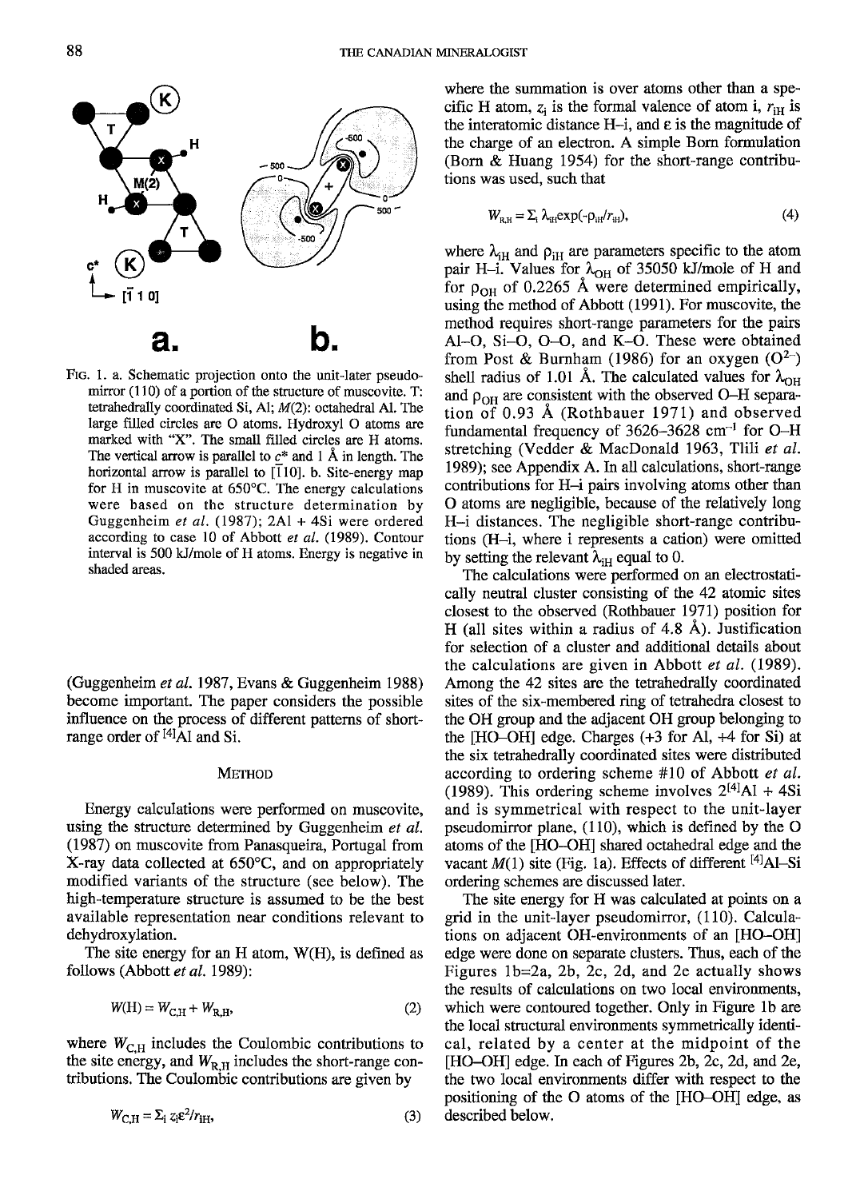FIG. 1. a. Schematic projection onto the unit-later pseudo-mirror (110) of a portion of the structure of muscovite. T: tetrahedrally coordinated Si, Al; $M(2)$: octahedral Al. The large filled circles are O atoms. Hydroxyl O atoms are marked with "X". The small filled circles are H atoms. The vertical arrow is parallel to $c^*$ and 1 Å in length. The horizontal arrow is parallel to $[\bar{1}10]$. b. Site-energy map for H in muscovite at 650°C. The energy calculations were based on the structure determination by Guggenheim *et al.* (1987); 2Al + 4Si were ordered according to case 10 of Abbott *et al.* (1989). Contour interval is 500 kJ/mole of H atoms. Energy is negative in shaded areas.

(Guggenheim *et al.* 1987, Evans & Guggenheim 1988) become important. The paper considers the possible influence on the process of different patterns of short-range order of $^{[4]}Al$ and Si.

## METHOD

Energy calculations were performed on muscovite, using the structure determined by Guggenheim *et al.* (1987) on muscovite from Panasqueira, Portugal from X-ray data collected at 650°C, and on appropriately modified variants of the structure (see below). The high-temperature structure is assumed to be the best available representation near conditions relevant to dehydroxylation.

The site energy for an H atom, W(H), is defined as follows (Abbott *et al.* 1989):

$$W(\mathrm{H}) = W_{\mathrm{C,H}} + W_{\mathrm{R,H}}, \tag{2}$$

where $W_{\mathrm{C,H}}$ includes the Coulombic contributions to the site energy, and $W_{\mathrm{R,H}}$ includes the short-range contributions. The Coulombic contributions are given by

$$W_{\mathrm{C,H}} = \Sigma_i z_i \varepsilon^2 / r_{i\mathrm{H}}, \tag{3}$$

where the summation is over atoms other than a specific H atom, $z_i$ is the formal valence of atom i, $r_{i\mathrm{H}}$ is the interatomic distance H–i, and $\varepsilon$ is the magnitude of the charge of an electron. A simple Born formulation (Born & Huang 1954) for the short-range contributions was used, such that

$$W_{\mathrm{R,H}} = \Sigma_i \lambda_{i\mathrm{H}} \exp(-\rho_{i\mathrm{H}}/r_{i\mathrm{H}}), \tag{4}$$

where $\lambda_{i\mathrm{H}}$ and $\rho_{i\mathrm{H}}$ are parameters specific to the atom pair H–i. Values for $\lambda_{\mathrm{OH}}$ of 35050 kJ/mole of H and for $\rho_{\mathrm{OH}}$ of 0.2265 Å were determined empirically, using the method of Abbott (1991). For muscovite, the method requires short-range parameters for the pairs Al–O, Si–O, O–O, and K–O. These were obtained from Post & Burnham (1986) for an oxygen ($O^{2-}$) shell radius of 1.01 Å. The calculated values for $\lambda_{\mathrm{OH}}$ and $\rho_{\mathrm{OH}}$ are consistent with the observed O–H separation of 0.93 Å (Rothbauer 1971) and observed fundamental frequency of 3626–3628 $\mathrm{cm}^{-1}$ for O–H stretching (Vedder & MacDonald 1963, Tlili *et al.* 1989); see Appendix A. In all calculations, short-range contributions for H–i pairs involving atoms other than O atoms are negligible, because of the relatively long H–i distances. The negligible short-range contributions (H–i, where i represents a cation) were omitted by setting the relevant $\lambda_{i\mathrm{H}}$ equal to 0.

The calculations were performed on an electrostatically neutral cluster consisting of the 42 atomic sites closest to the observed (Rothbauer 1971) position for H (all sites within a radius of 4.8 Å). Justification for selection of a cluster and additional details about the calculations are given in Abbott *et al.* (1989). Among the 42 sites are the tetrahedrally coordinated sites of the six-membered ring of tetrahedra closest to the OH group and the adjacent OH group belonging to the [HO–OH] edge. Charges (+3 for Al, +4 for Si) at the six tetrahedrally coordinated sites were distributed according to ordering scheme #10 of Abbott *et al.* (1989). This ordering scheme involves $2^{[4]}Al$ + 4Si and is symmetrical with respect to the unit-layer pseudomirror plane, (110), which is defined by the O atoms of the [HO–OH] shared octahedral edge and the vacant $M(1)$ site (Fig. 1a). Effects of different $^{[4]}Al$–Si ordering schemes are discussed later.

The site energy for H was calculated at points on a grid in the unit-layer pseudomirror, (110). Calculations on adjacent OH-environments of an [HO–OH] edge were done on separate clusters. Thus, each of the Figures 1b=2a, 2b, 2c, 2d, and 2e actually shows the results of calculations on two local environments, which were contoured together. Only in Figure 1b are the local structural environments symmetrically identical, related by a center at the midpoint of the [HO–OH] edge. In each of Figures 2b, 2c, 2d, and 2e, the two local environments differ with respect to the positioning of the O atoms of the [HO–OH] edge, as described below.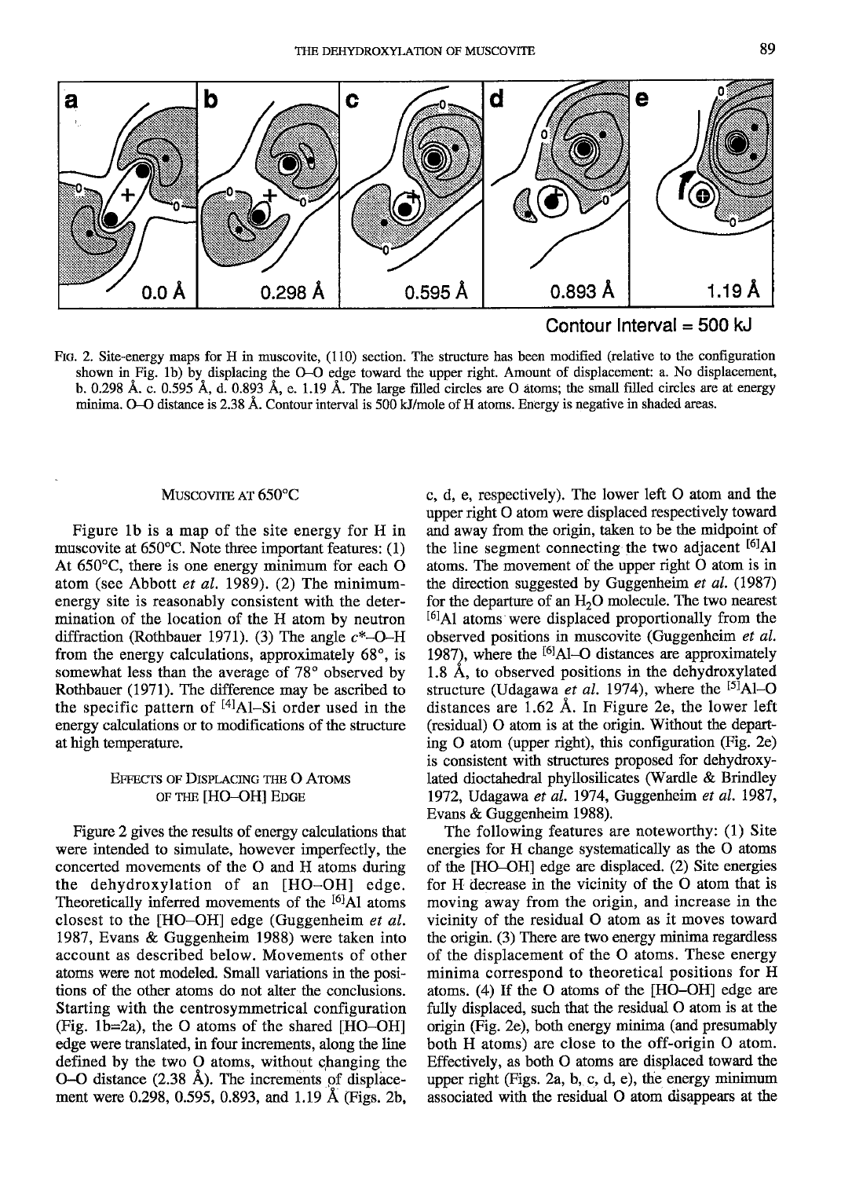Contour Interval = 500 kJ

FIG. 2. Site-energy maps for H in muscovite, (110) section. The structure has been modified (relative to the configuration shown in Fig. 1b) by displacing the O–O edge toward the upper right. Amount of displacement: a. No displacement, b. 0.298 Å. c. 0.595 Å, d. 0.893 Å, e. 1.19 Å. The large filled circles are O atoms; the small filled circles are at energy minima. O–O distance is 2.38 Å. Contour interval is 500 kJ/mole of H atoms. Energy is negative in shaded areas.

## MUSCOVITE AT 650°C

Figure 1b is a map of the site energy for H in muscovite at 650°C. Note three important features: (1) At 650°C, there is one energy minimum for each O atom (see Abbott *et al.* 1989). (2) The minimum-energy site is reasonably consistent with the determination of the location of the H atom by neutron diffraction (Rothbauer 1971). (3) The angle $c^*$–O–H from the energy calculations, approximately 68°, is somewhat less than the average of 78° observed by Rothbauer (1971). The difference may be ascribed to the specific pattern of $^{[4]}$Al–Si order used in the energy calculations or to modifications of the structure at high temperature.

### EFFECTS OF DISPLACING THE O ATOMS OF THE [HO–OH] EDGE

Figure 2 gives the results of energy calculations that were intended to simulate, however imperfectly, the concerted movements of the O and H atoms during the dehydroxylation of an [HO–OH] edge. Theoretically inferred movements of the $^{[6]}$Al atoms closest to the [HO–OH] edge (Guggenheim *et al.* 1987, Evans & Guggenheim 1988) were taken into account as described below. Movements of other atoms were not modeled. Small variations in the positions of the other atoms do not alter the conclusions. Starting with the centrosymmetrical configuration (Fig. 1b=2a), the O atoms of the shared [HO–OH] edge were translated, in four increments, along the line defined by the two O atoms, without changing the O–O distance (2.38 Å). The increments of displacement were 0.298, 0.595, 0.893, and 1.19 Å (Figs. 2b, c, d, e, respectively). The lower left O atom and the upper right O atom were displaced respectively toward and away from the origin, taken to be the midpoint of the line segment connecting the two adjacent $^{[6]}$Al atoms. The movement of the upper right O atom is in the direction suggested by Guggenheim *et al.* (1987) for the departure of an $H_2O$ molecule. The two nearest $^{[6]}$Al atoms were displaced proportionally from the observed positions in muscovite (Guggenheim *et al.* 1987), where the $^{[6]}$Al–O distances are approximately 1.8 Å, to observed positions in the dehydroxylated structure (Udagawa *et al.* 1974), where the $^{[5]}$Al–O distances are 1.62 Å. In Figure 2e, the lower left (residual) O atom is at the origin. Without the departing O atom (upper right), this configuration (Fig. 2e) is consistent with structures proposed for dehydroxylated dioctahedral phyllosilicates (Wardle & Brindley 1972, Udagawa *et al.* 1974, Guggenheim *et al.* 1987, Evans & Guggenheim 1988).

The following features are noteworthy: (1) Site energies for H change systematically as the O atoms of the [HO–OH] edge are displaced. (2) Site energies for H decrease in the vicinity of the O atom that is moving away from the origin, and increase in the vicinity of the residual O atom as it moves toward the origin. (3) There are two energy minima regardless of the displacement of the O atoms. These energy minima correspond to theoretical positions for H atoms. (4) If the O atoms of the [HO–OH] edge are fully displaced, such that the residual O atom is at the origin (Fig. 2e), both energy minima (and presumably both H atoms) are close to the off-origin O atom. Effectively, as both O atoms are displaced toward the upper right (Figs. 2a, b, c, d, e), the energy minimum associated with the residual O atom disappears at the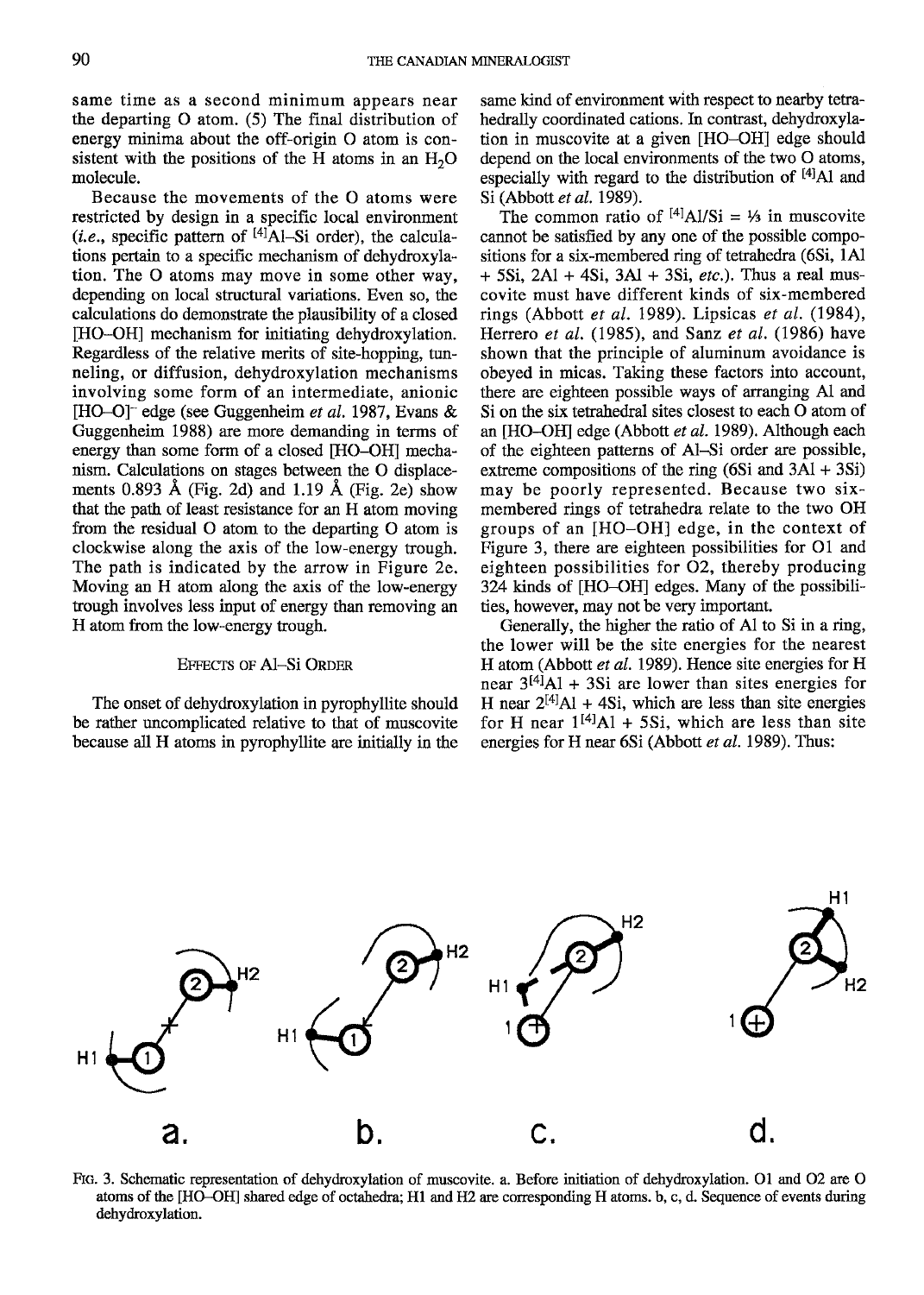same time as a second minimum appears near the departing O atom. (5) The final distribution of energy minima about the off-origin O atom is consistent with the positions of the H atoms in an $H_2O$ molecule.

Because the movements of the O atoms were restricted by design in a specific local environment (*i.e.*, specific pattern of $^{[4]}$Al–Si order), the calculations pertain to a specific mechanism of dehydroxylation. The O atoms may move in some other way, depending on local structural variations. Even so, the calculations do demonstrate the plausibility of a closed [HO–OH] mechanism for initiating dehydroxylation. Regardless of the relative merits of site-hopping, tunneling, or diffusion, dehydroxylation mechanisms involving some form of an intermediate, anionic $[HO–O]^-$ edge (see Guggenheim *et al.* 1987, Evans & Guggenheim 1988) are more demanding in terms of energy than some form of a closed [HO–OH] mechanism. Calculations on stages between the O displacements 0.893 Å (Fig. 2d) and 1.19 Å (Fig. 2e) show that the path of least resistance for an H atom moving from the residual O atom to the departing O atom is clockwise along the axis of the low-energy trough. The path is indicated by the arrow in Figure 2e. Moving an H atom along the axis of the low-energy trough involves less input of energy than removing an H atom from the low-energy trough.

## Effects of Al–Si Order

The onset of dehydroxylation in pyrophyllite should be rather uncomplicated relative to that of muscovite because all H atoms in pyrophyllite are initially in the same kind of environment with respect to nearby tetrahedrally coordinated cations. In contrast, dehydroxylation in muscovite at a given [HO–OH] edge should depend on the local environments of the two O atoms, especially with regard to the distribution of $^{[4]}$Al and Si (Abbott *et al.* 1989).

The common ratio of $^{[4]}$Al/Si = ⅓ in muscovite cannot be satisfied by any one of the possible compositions for a six-membered ring of tetrahedra (6Si, 1Al + 5Si, 2Al + 4Si, 3Al + 3Si, *etc.*). Thus a real muscovite must have different kinds of six-membered rings (Abbott *et al.* 1989). Lipsicas *et al.* (1984), Herrero *et al.* (1985), and Sanz *et al.* (1986) have shown that the principle of aluminum avoidance is obeyed in micas. Taking these factors into account, there are eighteen possible ways of arranging Al and Si on the six tetrahedral sites closest to each O atom of an [HO–OH] edge (Abbott *et al.* 1989). Although each of the eighteen patterns of Al–Si order are possible, extreme compositions of the ring (6Si and 3Al + 3Si) may be poorly represented. Because two six-membered rings of tetrahedra relate to the two OH groups of an [HO–OH] edge, in the context of Figure 3, there are eighteen possibilities for O1 and eighteen possibilities for O2, thereby producing 324 kinds of [HO–OH] edges. Many of the possibilities, however, may not be very important.

Generally, the higher the ratio of Al to Si in a ring, the lower will be the site energies for the nearest H atom (Abbott *et al.* 1989). Hence site energies for H near 3$^{[4]}$Al + 3Si are lower than sites energies for H near 2$^{[4]}$Al + 4Si, which are less than site energies for H near 1$^{[4]}$Al + 5Si, which are less than site energies for H near 6Si (Abbott *et al.* 1989). Thus:

FIG. 3. Schematic representation of dehydroxylation of muscovite. a. Before initiation of dehydroxylation. O1 and O2 are O atoms of the [HO–OH] shared edge of octahedra; H1 and H2 are corresponding H atoms. b, c, d. Sequence of events during dehydroxylation.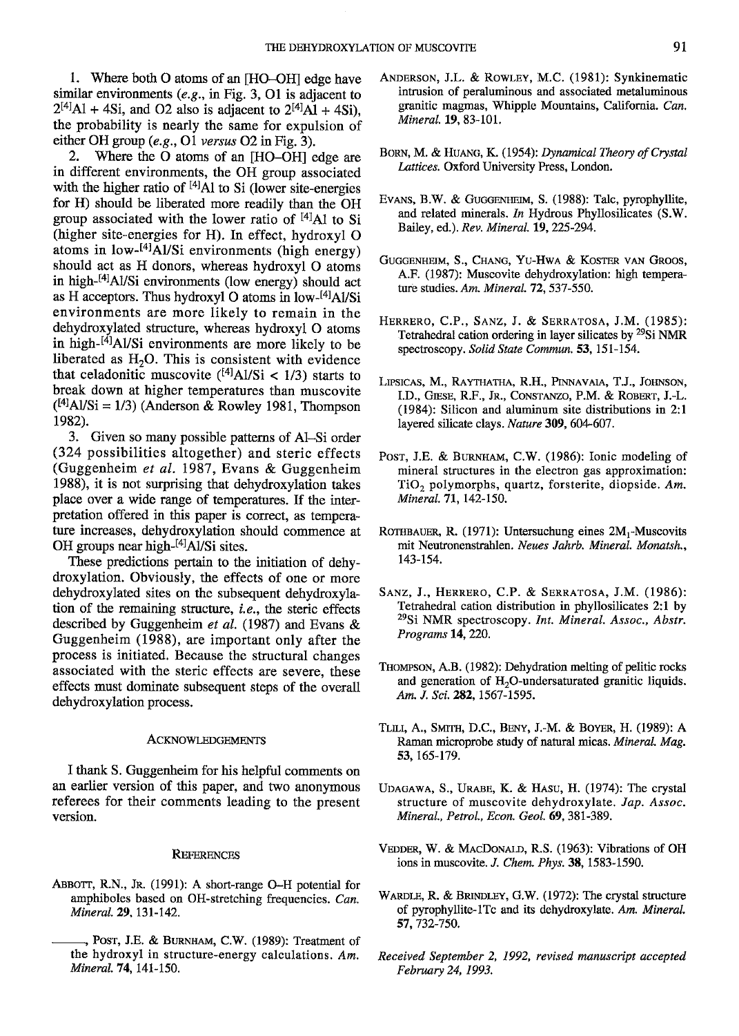1. Where both O atoms of an [HO–OH] edge have similar environments (*e.g.*, in Fig. 3, O1 is adjacent to $2^{[4]}$Al + 4Si, and O2 also is adjacent to $2^{[4]}$Al + 4Si), the probability is nearly the same for expulsion of either OH group (*e.g.*, O1 *versus* O2 in Fig. 3).

2. Where the O atoms of an [HO–OH] edge are in different environments, the OH group associated with the higher ratio of $^{[4]}$Al to Si (lower site-energies for H) should be liberated more readily than the OH group associated with the lower ratio of $^{[4]}$Al to Si (higher site-energies for H). In effect, hydroxyl O atoms in low-$^{[4]}$Al/Si environments (high energy) should act as H donors, whereas hydroxyl O atoms in high-$^{[4]}$Al/Si environments (low energy) should act as H acceptors. Thus hydroxyl O atoms in low-$^{[4]}$Al/Si environments are more likely to remain in the dehydroxylated structure, whereas hydroxyl O atoms in high-$^{[4]}$Al/Si environments are more likely to be liberated as $H_2O$. This is consistent with evidence that celadonitic muscovite ($^{[4]}$Al/Si < 1/3) starts to break down at higher temperatures than muscovite ($^{[4]}$Al/Si = 1/3) (Anderson & Rowley 1981, Thompson 1982).

3. Given so many possible patterns of Al–Si order (324 possibilities altogether) and steric effects (Guggenheim *et al.* 1987, Evans & Guggenheim 1988), it is not surprising that dehydroxylation takes place over a wide range of temperatures. If the interpretation offered in this paper is correct, as temperature increases, dehydroxylation should commence at OH groups near high-$^{[4]}$Al/Si sites.

These predictions pertain to the initiation of dehydroxylation. Obviously, the effects of one or more dehydroxylated sites on the subsequent dehydroxylation of the remaining structure, *i.e.*, the steric effects described by Guggenheim *et al.* (1987) and Evans & Guggenheim (1988), are important only after the process is initiated. Because the structural changes associated with the steric effects are severe, these effects must dominate subsequent steps of the overall dehydroxylation process.

## Acknowledgements

I thank S. Guggenheim for his helpful comments on an earlier version of this paper, and two anonymous referees for their comments leading to the present version.

## References

Abbott, R.N., Jr. (1991): A short-range O–H potential for amphiboles based on OH-stretching frequencies. *Can. Mineral.* **29**, 131-142.

———, Post, J.E. & Burnham, C.W. (1989): Treatment of the hydroxyl in structure-energy calculations. *Am. Mineral.* **74**, 141-150.

Anderson, J.L. & Rowley, M.C. (1981): Synkinematic intrusion of peraluminous and associated metaluminous granitic magmas, Whipple Mountains, California. *Can. Mineral.* **19**, 83-101.

Born, M. & Huang, K. (1954): *Dynamical Theory of Crystal Lattices.* Oxford University Press, London.

Evans, B.W. & Guggenheim, S. (1988): Talc, pyrophyllite, and related minerals. *In* Hydrous Phyllosilicates (S.W. Bailey, ed.). *Rev. Mineral.* **19**, 225-294.

Guggenheim, S., Chang, Yu-Hwa & Koster van Groos, A.F. (1987): Muscovite dehydroxylation: high temperature studies. *Am. Mineral.* **72**, 537-550.

Herrero, C.P., Sanz, J. & Serratosa, J.M. (1985): Tetrahedral cation ordering in layer silicates by $^{29}$Si NMR spectroscopy. *Solid State Commun.* **53**, 151-154.

Lipsicas, M., Raythatha, R.H., Pinnavaia, T.J., Johnson, I.D., Giese, R.F., Jr., Constanzo, P.M. & Robert, J.-L. (1984): Silicon and aluminum site distributions in 2:1 layered silicate clays. *Nature* **309**, 604-607.

Post, J.E. & Burnham, C.W. (1986): Ionic modeling of mineral structures in the electron gas approximation: $TiO_2$ polymorphs, quartz, forsterite, diopside. *Am. Mineral.* **71**, 142-150.

Rothbauer, R. (1971): Untersuchung eines $2M_1$-Muscovits mit Neutronenstrahlen. *Neues Jahrb. Mineral. Monatsh.*, 143-154.

Sanz, J., Herrero, C.P. & Serratosa, J.M. (1986): Tetrahedral cation distribution in phyllosilicates 2:1 by $^{29}$Si NMR spectroscopy. *Int. Mineral. Assoc., Abstr. Programs* **14**, 220.

Thompson, A.B. (1982): Dehydration melting of pelitic rocks and generation of $H_2O$-undersaturated granitic liquids. *Am. J. Sci.* **282**, 1567-1595.

Tlili, A., Smith, D.C., Beny, J.-M. & Boyer, H. (1989): A Raman microprobe study of natural micas. *Mineral. Mag.* **53**, 165-179.

Udagawa, S., Urabe, K. & Hasu, H. (1974): The crystal structure of muscovite dehydroxylate. *Jap. Assoc. Mineral., Petrol., Econ. Geol.* **69**, 381-389.

Vedder, W. & MacDonald, R.S. (1963): Vibrations of OH ions in muscovite. *J. Chem. Phys.* **38**, 1583-1590.

Wardle, R. & Brindley, G.W. (1972): The crystal structure of pyrophyllite-1Tc and its dehydroxylate. *Am. Mineral.* **57**, 732-750.

*Received September 2, 1992, revised manuscript accepted February 24, 1993.*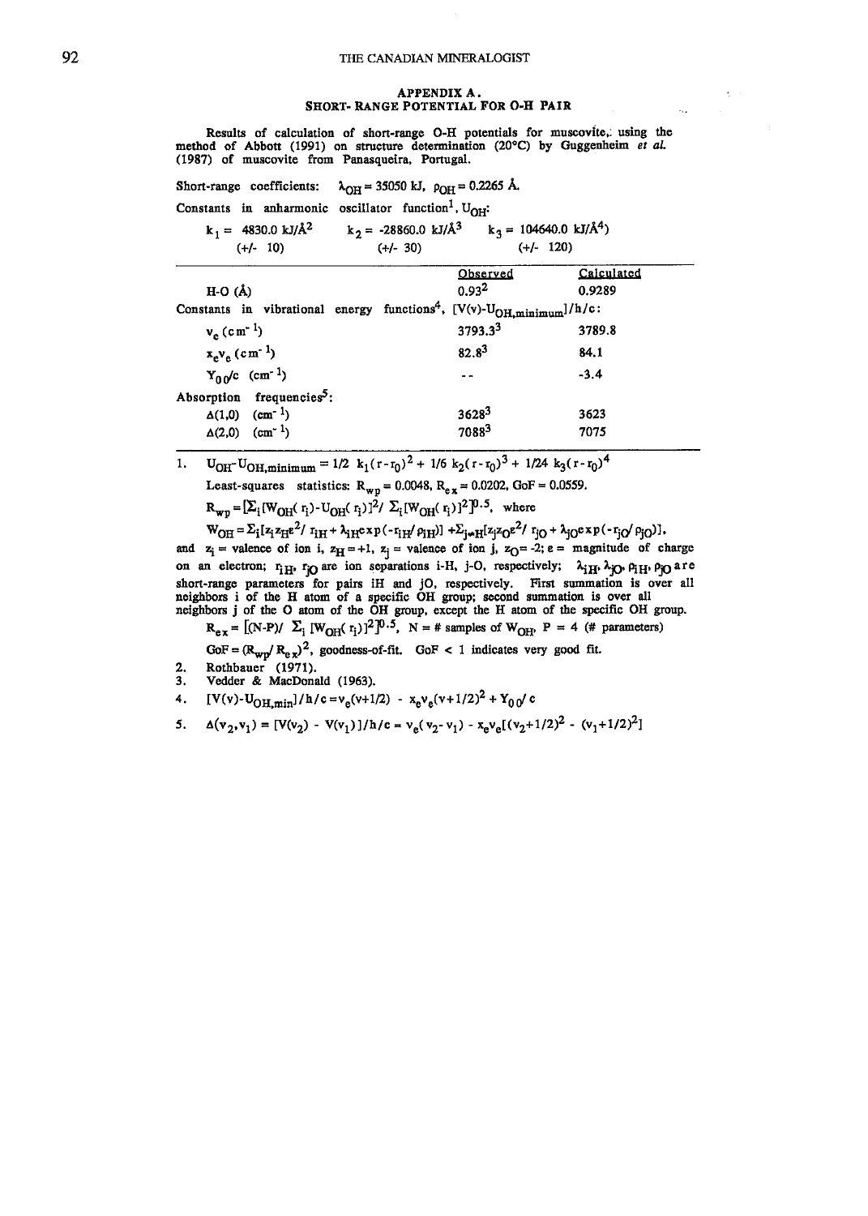## APPENDIX A. SHORT-RANGE POTENTIAL FOR O-H PAIR

Results of calculation of short-range O-H potentials for muscovite, using the method of Abbott (1991) on structure determination (20°C) by Guggenheim *et al.* (1987) of muscovite from Panasqueira, Portugal.

Short-range coefficients: $\lambda_{OH}$ = 35050 kJ, $\rho_{OH}$ = 0.2265 Å.

Constants in anharmonic oscillator function[1], $U_{OH}$:

| | | |
|---|---|---|
| $k_1$ = 4830.0 kJ/Å$^2$ | $k_2$ = -28860.0 kJ/Å$^3$ | $k_3$ = 104640.0 kJ/Å$^4$) |
| (+/- 10) | (+/- 30) | (+/- 120) |

| | Observed | Calculated |
|---|---|---|
| H-O (Å) | 0.93[2] | 0.9289 |
| Constants in vibrational energy functions[4], $[V(v)-U_{OH,minimum}]/h/c$: | | |
| $v_e$ (cm$^{-1}$) | 3793.3[3] | 3789.8 |
| $x_e v_e$ (cm$^{-1}$) | 82.8[3] | 84.1 |
| $Y_{00}/c$ (cm$^{-1}$) | -- | -3.4 |
| Absorption frequencies[5]: | | |
| $\Delta(1,0)$ (cm$^{-1}$) | 3628[3] | 3623 |
| $\Delta(2,0)$ (cm$^{-1}$) | 7088[3] | 7075 |

1. $U_{OH}-U_{OH,minimum} = 1/2\ k_1(r-r_0)^2 + 1/6\ k_2(r-r_0)^3 + 1/24\ k_3(r-r_0)^4$

   Least-squares statistics: $R_{wp} = 0.0048$, $R_{ex} = 0.0202$, GoF = 0.0559.

   $R_{wp} = [\Sigma_i[W_{OH}(r_i) - U_{OH}(r_i)]^2 / \Sigma_i[W_{OH}(r_i)]^2]^{0.5}$, where

   $W_{OH} = \Sigma_i[z_i z_H e^2/r_{iH} + \lambda_{iH}\exp(-r_{iH}/\rho_{iH})] + \Sigma_{j \neq H}[z_j z_O e^2/r_{jO} + \lambda_{jO}\exp(-r_{jO}/\rho_{jO})]$,

   and $z_i$ = valence of ion i, $z_H = +1$, $z_j$ = valence of ion j, $z_O = -2$; e = magnitude of charge on an electron; $r_{iH}$, $r_{jO}$ are ion separations i-H, j-O, respectively; $\lambda_{iH}$, $\lambda_{jO}$, $\rho_{iH}$, $\rho_{jO}$ are short-range parameters for pairs iH and jO, respectively. First summation is over all neighbors i of the H atom of a specific OH group; second summation is over all neighbors j of the O atom of the OH group, except the H atom of the specific OH group.

   $R_{ex} = [(N-P)/\ \Sigma_i[W_{OH}(r_i)]^2]^{0.5}$, N = # samples of $W_{OH}$, P = 4 (# parameters)

   GoF = $(R_{wp}/R_{ex})^2$, goodness-of-fit. GoF < 1 indicates very good fit.

2. Rothbauer (1971).
3. Vedder & MacDonald (1963).
4. $[V(v)-U_{OH,min}]/h/c = v_e(v+1/2) - x_e v_e(v+1/2)^2 + Y_{00}/c$
5. $\Delta(v_2,v_1) = [V(v_2) - V(v_1)]/h/c = v_e(v_2 - v_1) - x_e v_e[(v_2+1/2)^2 - (v_1+1/2)^2]$